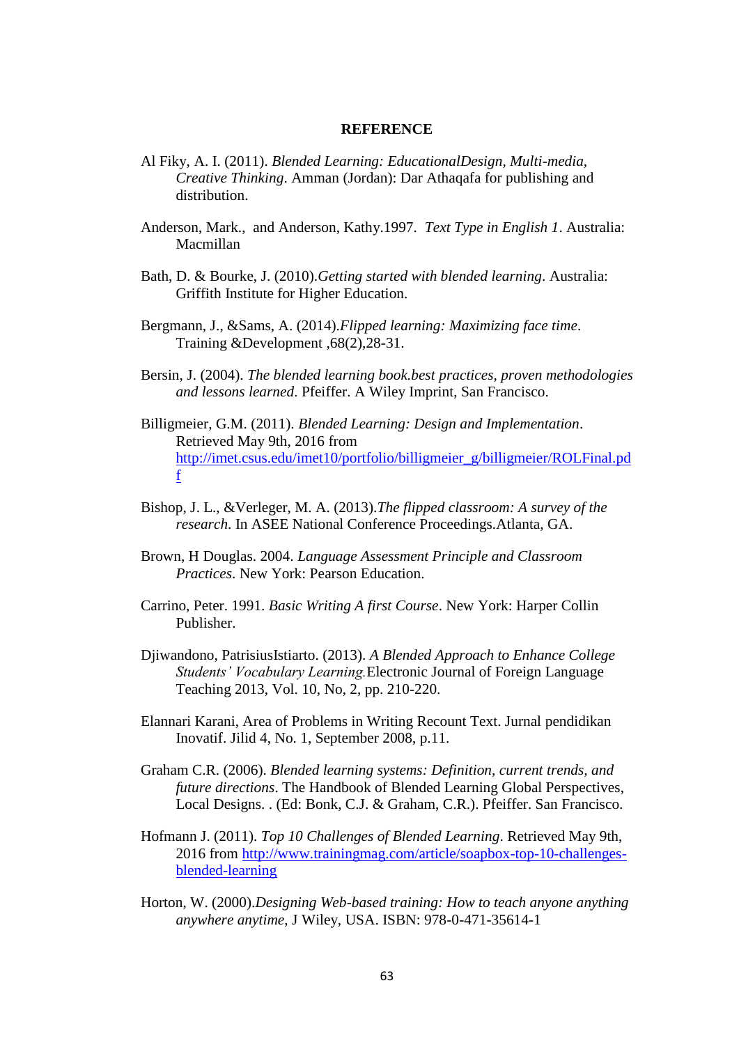**REFERENCE**

Al Fiky, A. I. (2011). *Blended Learning: EducationalDesign, Multi-media, Creative Thinking*. Amman (Jordan): Dar Athaqafa for publishing and distribution.

Anderson, Mark., and Anderson, Kathy.1997. *Text Type in English 1*. Australia: Macmillan

Bath, D. & Bourke, J. (2010).*Getting started with blended learning*. Australia: Griffith Institute for Higher Education.

Bergmann, J., &Sams, A. (2014).*Flipped learning: Maximizing face time*. Training &Development ,68(2),28-31.

Bersin, J. (2004). *The blended learning book.best practices, proven methodologies and lessons learned*. Pfeiffer. A Wiley Imprint, San Francisco.

Billigmeier, G.M. (2011). *Blended Learning: Design and Implementation*. Retrieved May 9th, 2016 from http://imet.csus.edu/imet10/portfolio/billigmeier_g/billigmeier/ROLFinal.pdf

Bishop, J. L., &Verleger, M. A. (2013).*The flipped classroom: A survey of the research*. In ASEE National Conference Proceedings.Atlanta, GA.

Brown, H Douglas. 2004. *Language Assessment Principle and Classroom Practices*. New York: Pearson Education.

Carrino, Peter. 1991. *Basic Writing A first Course*. New York: Harper Collin Publisher.

Djiwandono, PatrisiusIstiarto. (2013). *A Blended Approach to Enhance College Students' Vocabulary Learning.*Electronic Journal of Foreign Language Teaching 2013, Vol. 10, No, 2, pp. 210-220.

Elannari Karani, Area of Problems in Writing Recount Text. Jurnal pendidikan Inovatif. Jilid 4, No. 1, September 2008, p.11.

Graham C.R. (2006). *Blended learning systems: Definition, current trends, and future directions*. The Handbook of Blended Learning Global Perspectives, Local Designs. . (Ed: Bonk, C.J. & Graham, C.R.). Pfeiffer. San Francisco.

Hofmann J. (2011). *Top 10 Challenges of Blended Learning*. Retrieved May 9th, 2016 from http://www.trainingmag.com/article/soapbox-top-10-challenges-blended-learning

Horton, W. (2000).*Designing Web-based training: How to teach anyone anything anywhere anytime*, J Wiley, USA. ISBN: 978-0-471-35614-1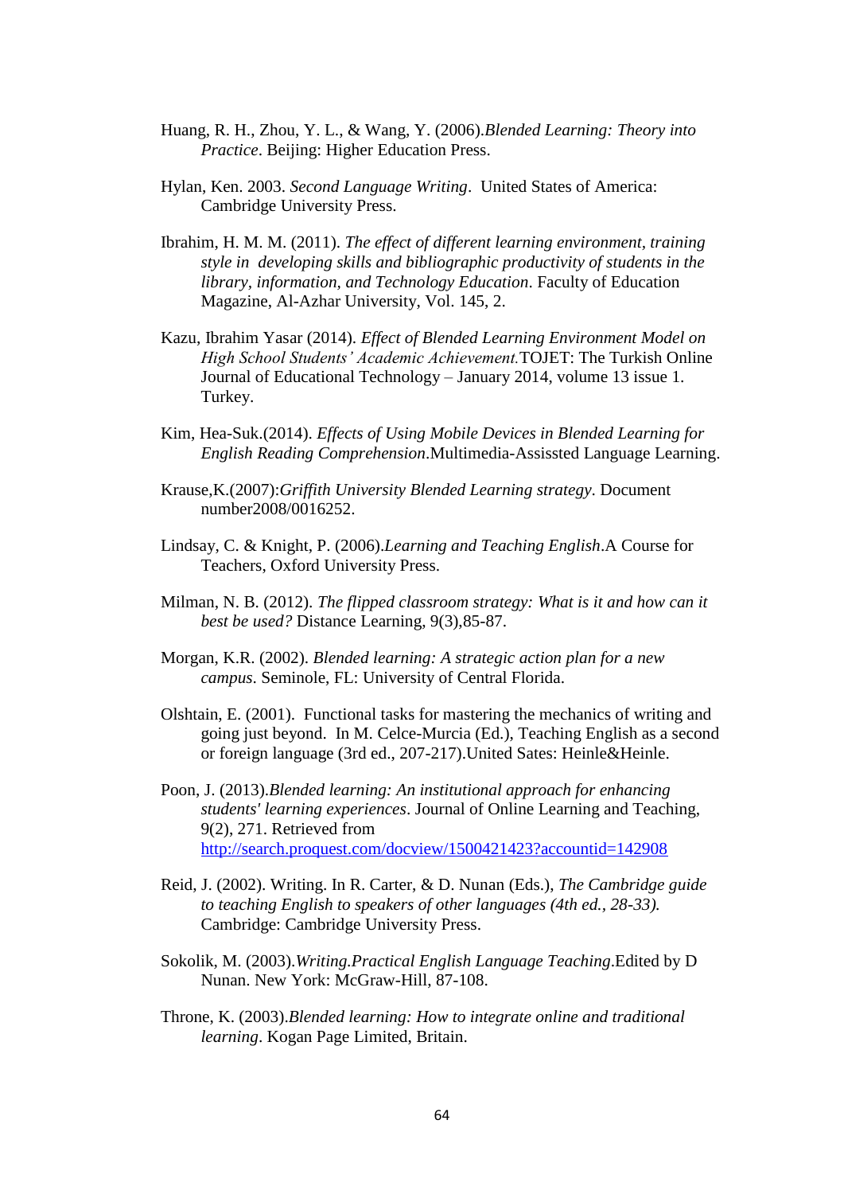Huang, R. H., Zhou, Y. L., & Wang, Y. (2006).*Blended Learning: Theory into Practice*. Beijing: Higher Education Press.

Hylan, Ken. 2003. *Second Language Writing*. United States of America: Cambridge University Press.

Ibrahim, H. M. M. (2011). *The effect of different learning environment, training style in developing skills and bibliographic productivity of students in the library, information, and Technology Education*. Faculty of Education Magazine, Al-Azhar University, Vol. 145, 2.

Kazu, Ibrahim Yasar (2014). *Effect of Blended Learning Environment Model on High School Students' Academic Achievement.*TOJET: The Turkish Online Journal of Educational Technology – January 2014, volume 13 issue 1. Turkey.

Kim, Hea-Suk.(2014). *Effects of Using Mobile Devices in Blended Learning for English Reading Comprehension*.Multimedia-Assissted Language Learning.

Krause,K.(2007):*Griffith University Blended Learning strategy*. Document number2008/0016252.

Lindsay, C. & Knight, P. (2006).*Learning and Teaching English*.A Course for Teachers, Oxford University Press.

Milman, N. B. (2012). *The flipped classroom strategy: What is it and how can it best be used?* Distance Learning, 9(3),85-87.

Morgan, K.R. (2002). *Blended learning: A strategic action plan for a new campus*. Seminole, FL: University of Central Florida.

Olshtain, E. (2001). Functional tasks for mastering the mechanics of writing and going just beyond. In M. Celce-Murcia (Ed.), Teaching English as a second or foreign language (3rd ed., 207-217).United Sates: Heinle&Heinle.

Poon, J. (2013).*Blended learning: An institutional approach for enhancing students' learning experiences*. Journal of Online Learning and Teaching, 9(2), 271. Retrieved from http://search.proquest.com/docview/1500421423?accountid=142908

Reid, J. (2002). Writing. In R. Carter, & D. Nunan (Eds.), *The Cambridge guide to teaching English to speakers of other languages (4th ed., 28-33).* Cambridge: Cambridge University Press.

Sokolik, M. (2003).*Writing.Practical English Language Teaching*.Edited by D Nunan. New York: McGraw-Hill, 87-108.

Throne, K. (2003).*Blended learning: How to integrate online and traditional learning*. Kogan Page Limited, Britain.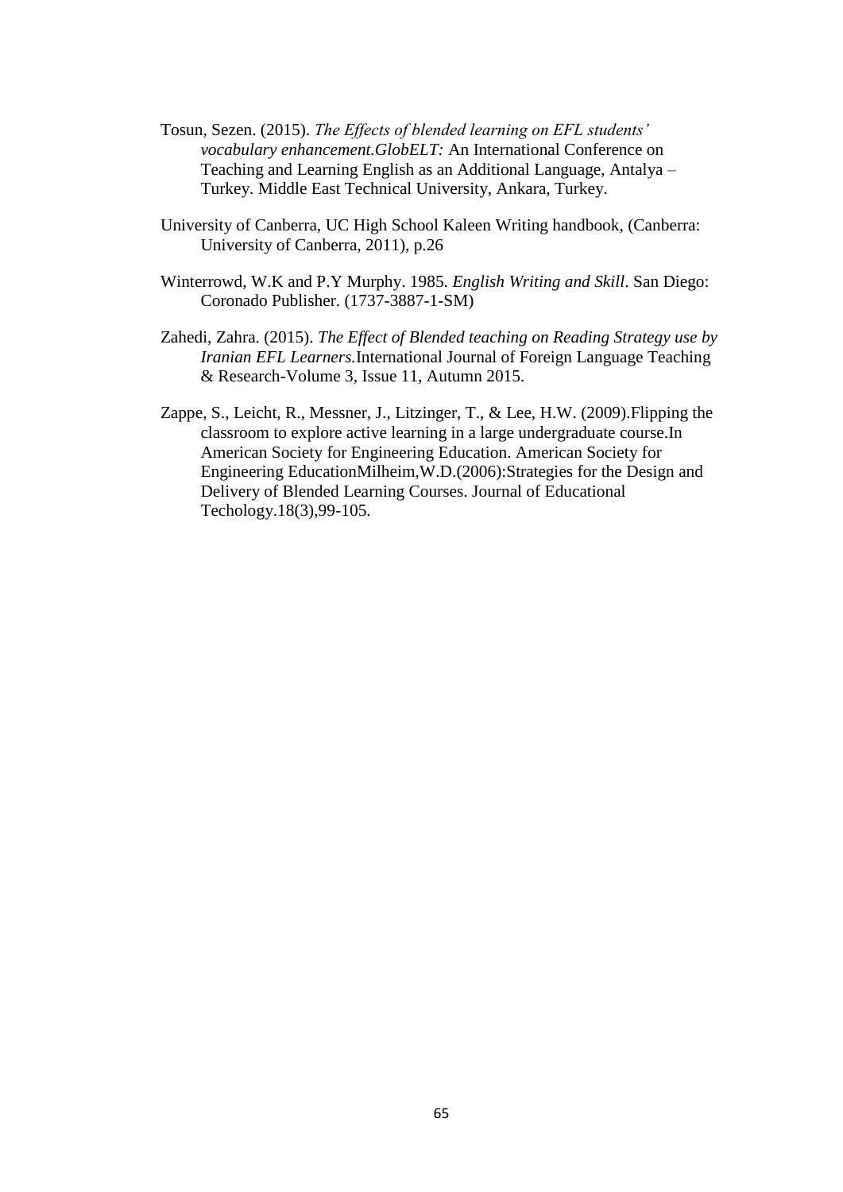Tosun, Sezen. (2015). *The Effects of blended learning on EFL students' vocabulary enhancement.GlobELT:* An International Conference on Teaching and Learning English as an Additional Language, Antalya – Turkey. Middle East Technical University, Ankara, Turkey.

University of Canberra, UC High School Kaleen Writing handbook, (Canberra: University of Canberra, 2011), p.26

Winterrowd, W.K and P.Y Murphy. 1985. *English Writing and Skill*. San Diego: Coronado Publisher. (1737-3887-1-SM)

Zahedi, Zahra. (2015). *The Effect of Blended teaching on Reading Strategy use by Iranian EFL Learners.*International Journal of Foreign Language Teaching & Research-Volume 3, Issue 11, Autumn 2015.

Zappe, S., Leicht, R., Messner, J., Litzinger, T., & Lee, H.W. (2009).Flipping the classroom to explore active learning in a large undergraduate course.In American Society for Engineering Education. American Society for Engineering EducationMilheim,W.D.(2006):Strategies for the Design and Delivery of Blended Learning Courses. Journal of Educational Techology.18(3),99-105.